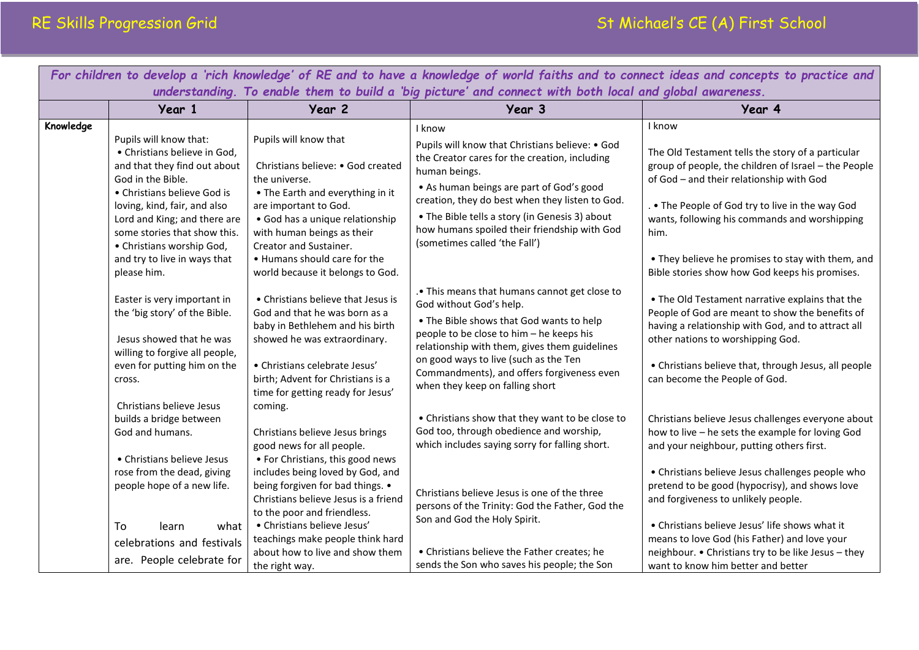RE Skills Progression Grid

St Michael's CE (A) First School

| *For children to develop a 'rich knowledge' of RE and to have a knowledge of world faiths and to connect ideas and concepts to practice and understanding. To enable them to build a 'big picture' and connect with both local and global awareness.* | | | | |
|---|---|---|---|---|
| | **Year 1** | **Year 2** | **Year 3** | **Year 4** |
| **Knowledge** | Pupils will know that:<br>• Christians believe in God, and that they find out about God in the Bible.<br>• Christians believe God is loving, kind, fair, and also Lord and King; and there are some stories that show this.<br>• Christians worship God, and try to live in ways that please him.<br><br>Easter is very important in the 'big story' of the Bible.<br><br>Jesus showed that he was willing to forgive all people, even for putting him on the cross.<br><br>Christians believe Jesus builds a bridge between God and humans.<br><br>• Christians believe Jesus rose from the dead, giving people hope of a new life.<br><br>To learn what celebrations and festivals are. People celebrate for | Pupils will know that<br><br>Christians believe: • God created the universe.<br>• The Earth and everything in it are important to God.<br>• God has a unique relationship with human beings as their Creator and Sustainer.<br>• Humans should care for the world because it belongs to God.<br><br>• Christians believe that Jesus is God and that he was born as a baby in Bethlehem and his birth showed he was extraordinary.<br><br>• Christians celebrate Jesus' birth; Advent for Christians is a time for getting ready for Jesus' coming.<br><br>Christians believe Jesus brings good news for all people.<br>• For Christians, this good news includes being loved by God, and being forgiven for bad things. • Christians believe Jesus is a friend to the poor and friendless.<br>• Christians believe Jesus' teachings make people think hard about how to live and show them the right way. | I know<br>Pupils will know that Christians believe: • God the Creator cares for the creation, including human beings.<br>• As human beings are part of God's good creation, they do best when they listen to God.<br>• The Bible tells a story (in Genesis 3) about how humans spoiled their friendship with God (sometimes called 'the Fall')<br><br>.• This means that humans cannot get close to God without God's help.<br>• The Bible shows that God wants to help people to be close to him – he keeps his relationship with them, gives them guidelines on good ways to live (such as the Ten Commandments), and offers forgiveness even when they keep on falling short<br><br>• Christians show that they want to be close to God too, through obedience and worship, which includes saying sorry for falling short.<br><br>Christians believe Jesus is one of the three persons of the Trinity: God the Father, God the Son and God the Holy Spirit.<br><br>• Christians believe the Father creates; he sends the Son who saves his people; the Son | I know<br><br>The Old Testament tells the story of a particular group of people, the children of Israel – the People of God – and their relationship with God<br><br>. • The People of God try to live in the way God wants, following his commands and worshipping him.<br><br>• They believe he promises to stay with them, and Bible stories show how God keeps his promises.<br><br>• The Old Testament narrative explains that the People of God are meant to show the benefits of having a relationship with God, and to attract all other nations to worshipping God.<br><br>• Christians believe that, through Jesus, all people can become the People of God.<br><br>Christians believe Jesus challenges everyone about how to live – he sets the example for loving God and your neighbour, putting others first.<br><br>• Christians believe Jesus challenges people who pretend to be good (hypocrisy), and shows love and forgiveness to unlikely people.<br><br>• Christians believe Jesus' life shows what it means to love God (his Father) and love your neighbour. • Christians try to be like Jesus – they want to know him better and better |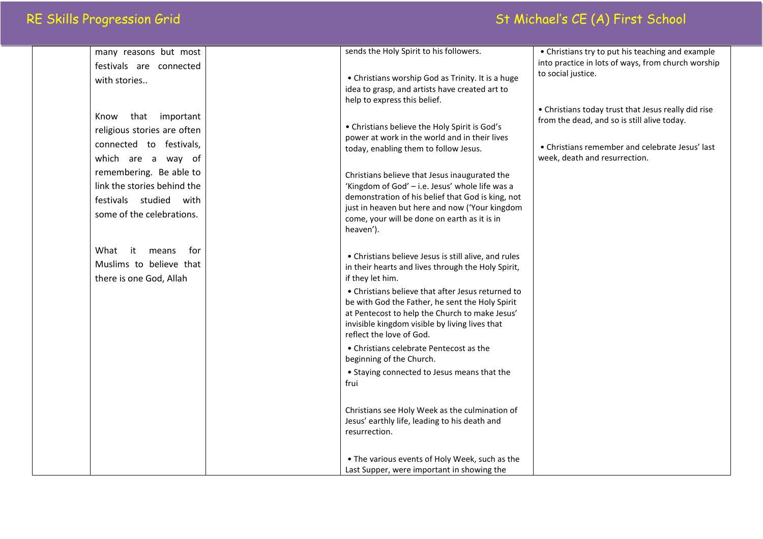| | | | | |
|---|---|---|---|---|
| | many reasons but most festivals are connected with stories..<br><br>Know that important religious stories are often connected to festivals, which are a way of remembering. Be able to link the stories behind the festivals studied with some of the celebrations.<br><br>What it means for Muslims to believe that there is one God, Allah | | sends the Holy Spirit to his followers.<br><br>• Christians worship God as Trinity. It is a huge idea to grasp, and artists have created art to help to express this belief.<br><br>• Christians believe the Holy Spirit is God's power at work in the world and in their lives today, enabling them to follow Jesus.<br><br>Christians believe that Jesus inaugurated the 'Kingdom of God' – i.e. Jesus' whole life was a demonstration of his belief that God is king, not just in heaven but here and now ('Your kingdom come, your will be done on earth as it is in heaven').<br><br>• Christians believe Jesus is still alive, and rules in their hearts and lives through the Holy Spirit, if they let him.<br><br>• Christians believe that after Jesus returned to be with God the Father, he sent the Holy Spirit at Pentecost to help the Church to make Jesus' invisible kingdom visible by living lives that reflect the love of God.<br><br>• Christians celebrate Pentecost as the beginning of the Church.<br><br>• Staying connected to Jesus means that the frui<br><br>Christians see Holy Week as the culmination of Jesus' earthly life, leading to his death and resurrection.<br><br>• The various events of Holy Week, such as the Last Supper, were important in showing the | • Christians try to put his teaching and example into practice in lots of ways, from church worship to social justice.<br><br>• Christians today trust that Jesus really did rise from the dead, and so is still alive today.<br><br>• Christians remember and celebrate Jesus' last week, death and resurrection. |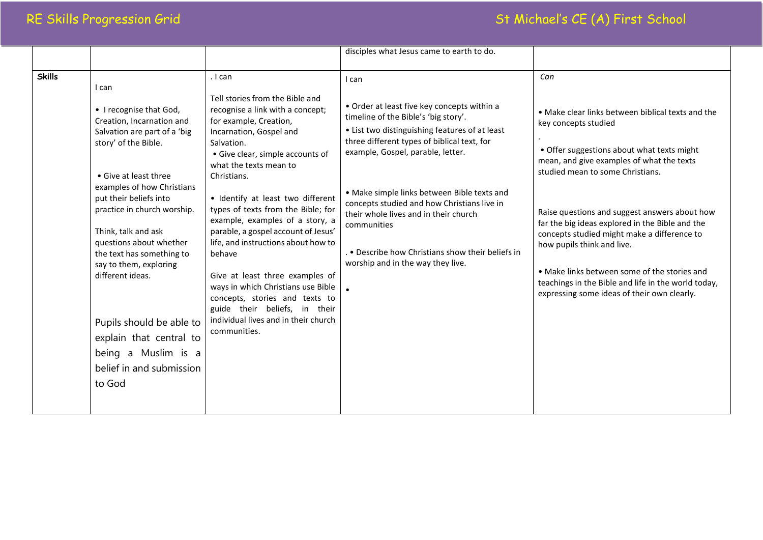| | | | | |
|---|---|---|---|---|
| | | | disciples what Jesus came to earth to do. | |
| **Skills** | I can<br><br>• I recognise that God, Creation, Incarnation and Salvation are part of a 'big story' of the Bible.<br><br>• Give at least three examples of how Christians put their beliefs into practice in church worship.<br><br>Think, talk and ask questions about whether the text has something to say to them, exploring different ideas.<br><br>Pupils should be able to explain that central to being a Muslim is a belief in and submission to God | . I can<br><br>Tell stories from the Bible and recognise a link with a concept; for example, Creation, Incarnation, Gospel and Salvation.<br>• Give clear, simple accounts of what the texts mean to Christians.<br><br>• Identify at least two different types of texts from the Bible; for example, examples of a story, a parable, a gospel account of Jesus' life, and instructions about how to behave<br><br>Give at least three examples of ways in which Christians use Bible concepts, stories and texts to guide their beliefs, in their individual lives and in their church communities. | I can<br><br>• Order at least five key concepts within a timeline of the Bible's 'big story'.<br>• List two distinguishing features of at least three different types of biblical text, for example, Gospel, parable, letter.<br><br>• Make simple links between Bible texts and concepts studied and how Christians live in their whole lives and in their church communities<br><br>. • Describe how Christians show their beliefs in worship and in the way they live.<br><br>• | *Can*<br><br>• Make clear links between biblical texts and the key concepts studied<br>.<br>• Offer suggestions about what texts might mean, and give examples of what the texts studied mean to some Christians.<br><br>Raise questions and suggest answers about how far the big ideas explored in the Bible and the concepts studied might make a difference to how pupils think and live.<br><br>• Make links between some of the stories and teachings in the Bible and life in the world today, expressing some ideas of their own clearly. |